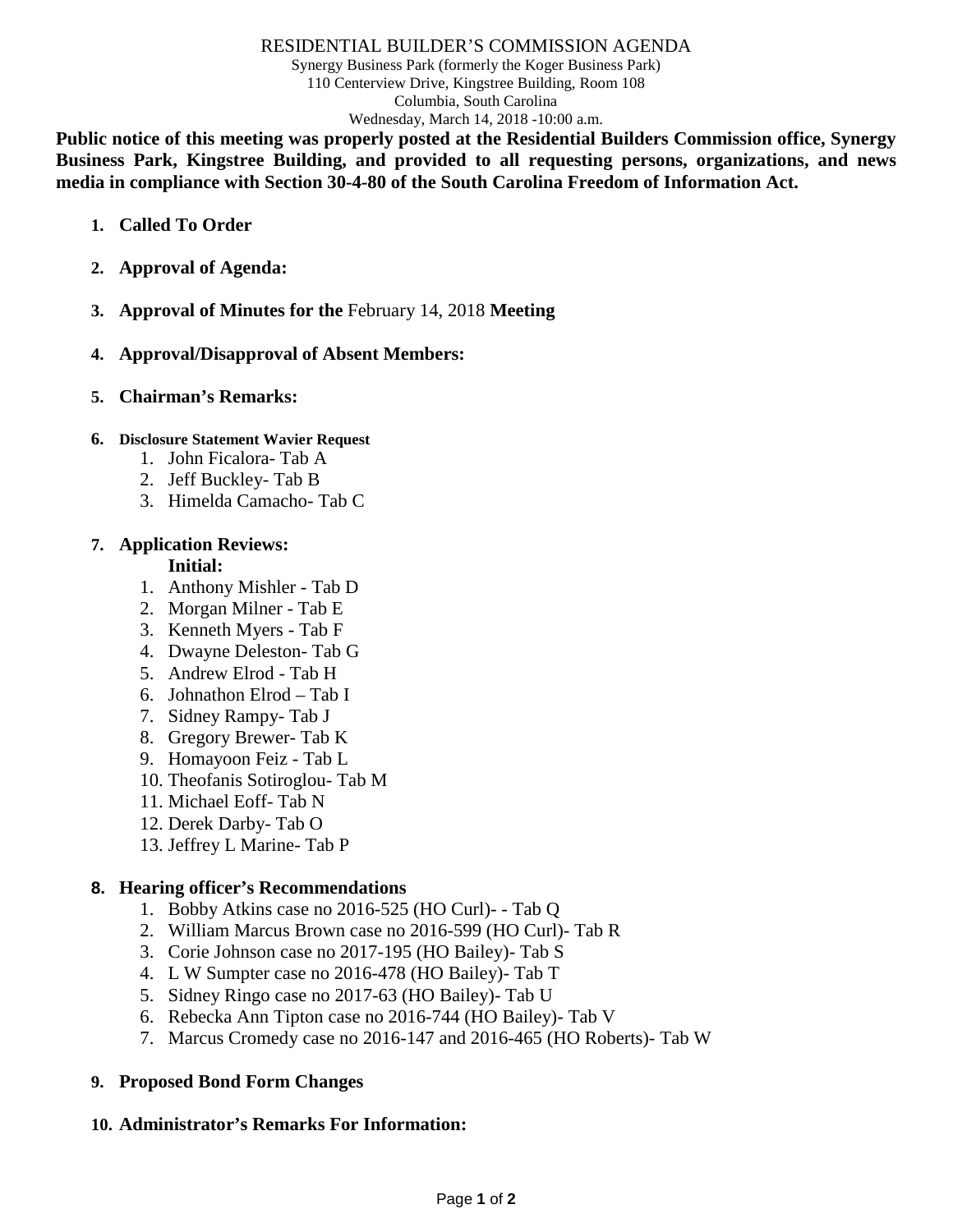# RESIDENTIAL BUILDER'S COMMISSION AGENDA

Synergy Business Park (formerly the Koger Business Park)
110 Centerview Drive, Kingstree Building, Room 108
Columbia, South Carolina
Wednesday, March 14, 2018 -10:00 a.m.

**Public notice of this meeting was properly posted at the Residential Builders Commission office, Synergy Business Park, Kingstree Building, and provided to all requesting persons, organizations, and news media in compliance with Section 30-4-80 of the South Carolina Freedom of Information Act.**

1. **Called To Order**
2. **Approval of Agenda:**
3. **Approval of Minutes for the** February 14, 2018 **Meeting**
4. **Approval/Disapproval of Absent Members:**
5. **Chairman's Remarks:**
6. **Disclosure Statement Wavier Request**
   1. John Ficalora- Tab A
   2. Jeff Buckley- Tab B
   3. Himelda Camacho- Tab C
7. **Application Reviews:**

   **Initial:**
   1. Anthony Mishler - Tab D
   2. Morgan Milner - Tab E
   3. Kenneth Myers - Tab F
   4. Dwayne Deleston- Tab G
   5. Andrew Elrod - Tab H
   6. Johnathon Elrod – Tab I
   7. Sidney Rampy- Tab J
   8. Gregory Brewer- Tab K
   9. Homayoon Feiz - Tab L
   10. Theofanis Sotiroglou- Tab M
   11. Michael Eoff- Tab N
   12. Derek Darby- Tab O
   13. Jeffrey L Marine- Tab P
8. **Hearing officer's Recommendations**
   1. Bobby Atkins case no 2016-525 (HO Curl)- - Tab Q
   2. William Marcus Brown case no 2016-599 (HO Curl)- Tab R
   3. Corie Johnson case no 2017-195 (HO Bailey)- Tab S
   4. L W Sumpter case no 2016-478 (HO Bailey)- Tab T
   5. Sidney Ringo case no 2017-63 (HO Bailey)- Tab U
   6. Rebecka Ann Tipton case no 2016-744 (HO Bailey)- Tab V
   7. Marcus Cromedy case no 2016-147 and 2016-465 (HO Roberts)- Tab W
9. **Proposed Bond Form Changes**
10. **Administrator's Remarks For Information:**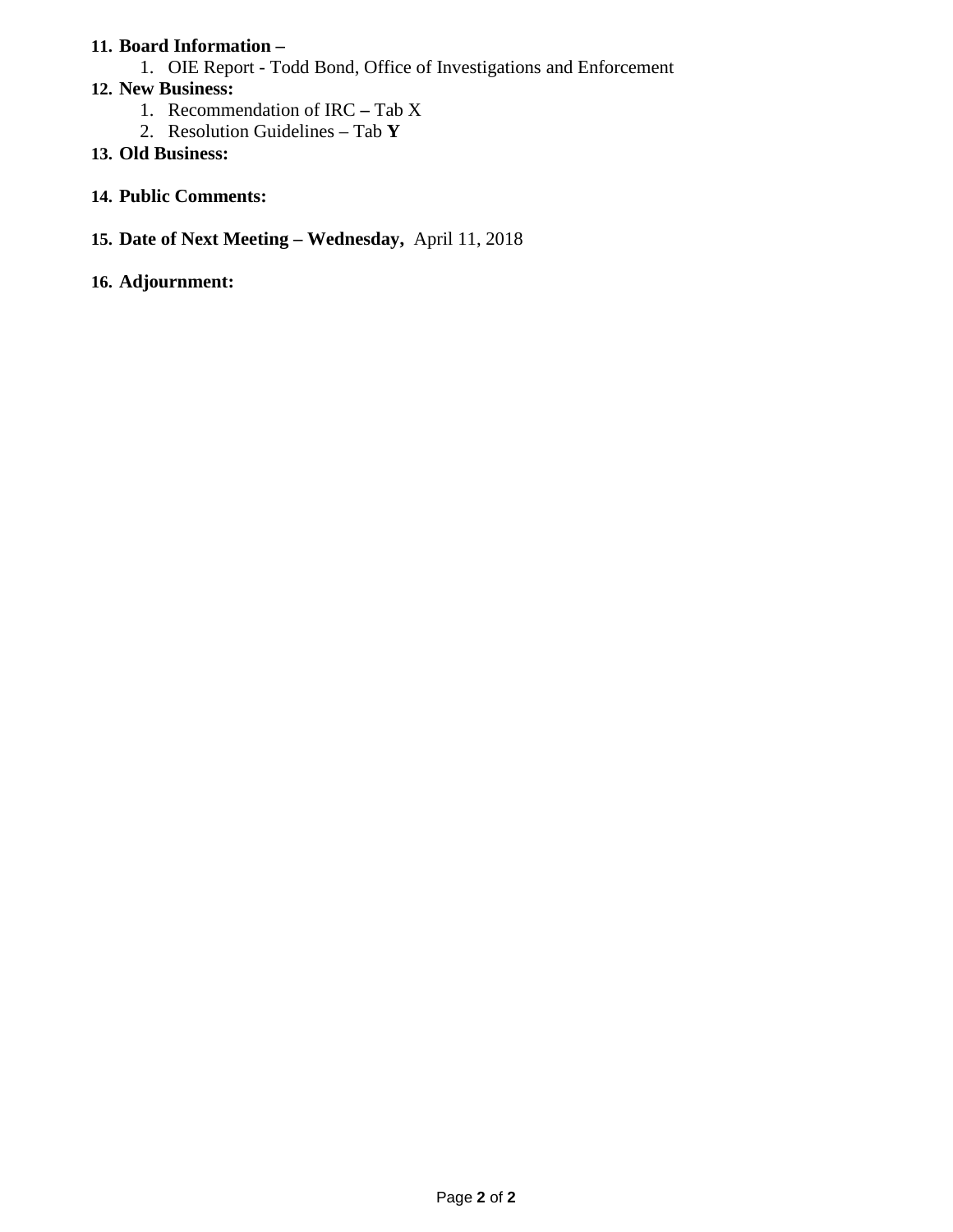11. **Board Information –**
    1. OIE Report - Todd Bond, Office of Investigations and Enforcement
12. **New Business:**
    1. Recommendation of IRC **–** Tab X
    2. Resolution Guidelines – Tab **Y**
13. **Old Business:**

14. **Public Comments:**

15. **Date of Next Meeting – Wednesday,** April 11, 2018

16. **Adjournment:**